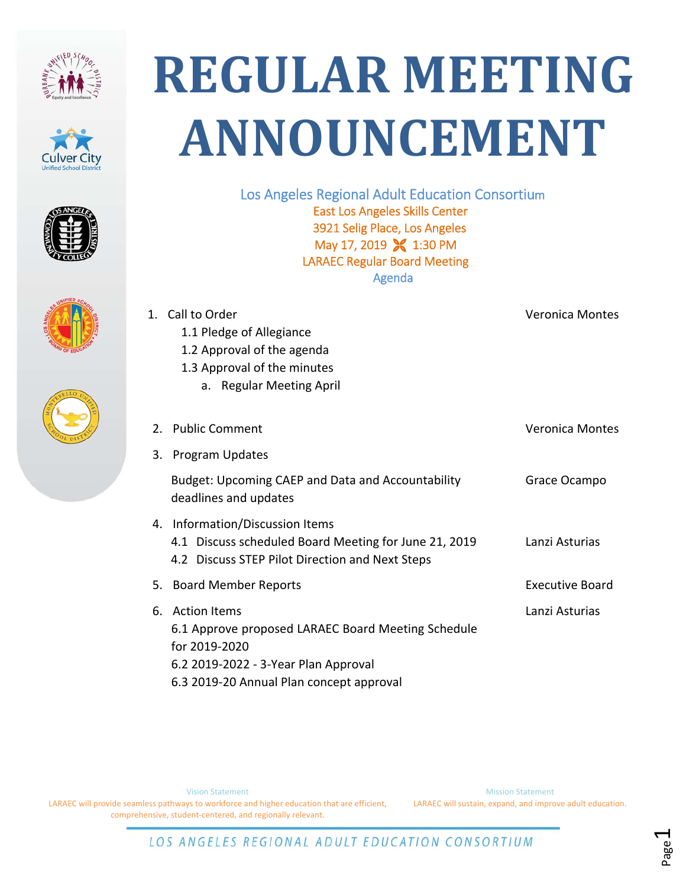# REGULAR MEETING ANNOUNCEMENT

Los Angeles Regional Adult Education Consortium
East Los Angeles Skills Center
3921 Selig Place, Los Angeles
May 17, 2019 1:30 PM
LARAEC Regular Board Meeting
Agenda

| | |
|---|---|
| 1. Call to Order | Veronica Montes |
| 1.1 Pledge of Allegiance | |
| 1.2 Approval of the agenda | |
| 1.3 Approval of the minutes | |
| a. Regular Meeting April | |
| 2. Public Comment | Veronica Montes |
| 3. Program Updates | |
| Budget: Upcoming CAEP and Data and Accountability deadlines and updates | Grace Ocampo |
| 4. Information/Discussion Items | |
| 4.1 Discuss scheduled Board Meeting for June 21, 2019 | Lanzi Asturias |
| 4.2 Discuss STEP Pilot Direction and Next Steps | |
| 5. Board Member Reports | Executive Board |
| 6. Action Items | Lanzi Asturias |
| 6.1 Approve proposed LARAEC Board Meeting Schedule for 2019-2020 | |
| 6.2 2019-2022 - 3-Year Plan Approval | |
| 6.3 2019-20 Annual Plan concept approval | |

Vision Statement
LARAEC will provide seamless pathways to workforce and higher education that are efficient, comprehensive, student-centered, and regionally relevant.

Mission Statement
LARAEC will sustain, expand, and improve adult education.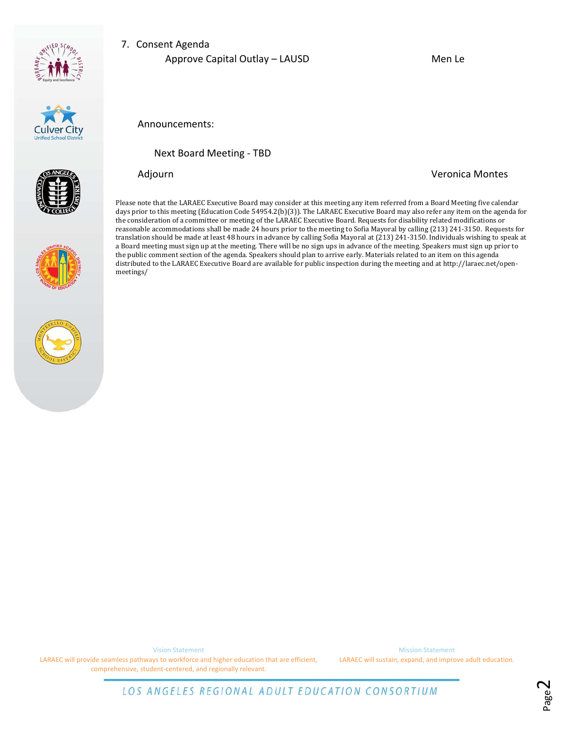7. Consent Agenda

    Approve Capital Outlay – LAUSD — Men Le

Announcements:

    Next Board Meeting - TBD

Adjourn — Veronica Montes

Please note that the LARAEC Executive Board may consider at this meeting any item referred from a Board Meeting five calendar days prior to this meeting (Education Code 54954.2(b)(3)). The LARAEC Executive Board may also refer any item on the agenda for the consideration of a committee or meeting of the LARAEC Executive Board. Requests for disability related modifications or reasonable accommodations shall be made 24 hours prior to the meeting to Sofia Mayoral by calling (213) 241-3150. Requests for translation should be made at least 48 hours in advance by calling Sofia Mayoral at (213) 241-3150. Individuals wishing to speak at a Board meeting must sign up at the meeting. There will be no sign ups in advance of the meeting. Speakers must sign up prior to the public comment section of the agenda. Speakers should plan to arrive early. Materials related to an item on this agenda distributed to the LARAEC Executive Board are available for public inspection during the meeting and at http://laraec.net/open-meetings/